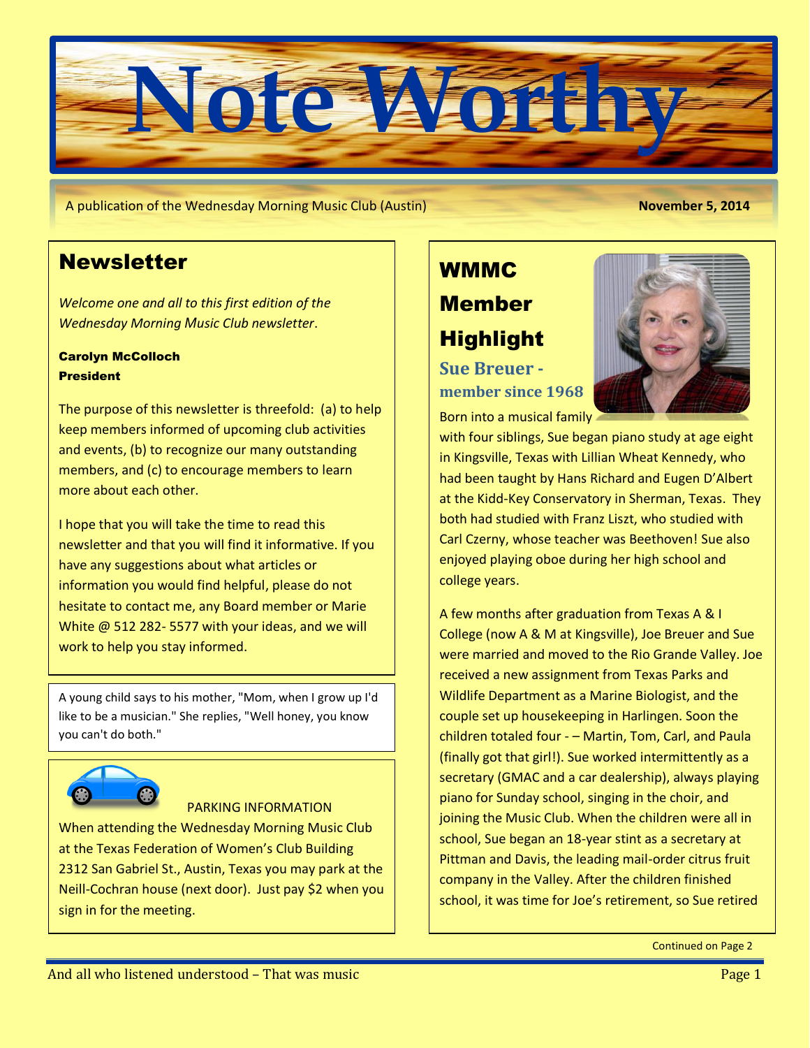# Note Worthy

A publication of the Wednesday Morning Music Club (Austin) **November 5, 2014**

## Newsletter

*Welcome one and all to this first edition of the Wednesday Morning Music Club newsletter*.

**Carolyn McColloch**
**President**

The purpose of this newsletter is threefold: (a) to help keep members informed of upcoming club activities and events, (b) to recognize our many outstanding members, and (c) to encourage members to learn more about each other.

I hope that you will take the time to read this newsletter and that you will find it informative. If you have any suggestions about what articles or information you would find helpful, please do not hesitate to contact me, any Board member or Marie White @ 512 282- 5577 with your ideas, and we will work to help you stay informed.

A young child says to his mother, "Mom, when I grow up I'd like to be a musician." She replies, "Well honey, you know you can't do both."

PARKING INFORMATION

When attending the Wednesday Morning Music Club at the Texas Federation of Women's Club Building 2312 San Gabriel St., Austin, Texas you may park at the Neill-Cochran house (next door). Just pay $2 when you sign in for the meeting.

## WMMC Member Highlight

### Sue Breuer - member since 1968

Born into a musical family with four siblings, Sue began piano study at age eight in Kingsville, Texas with Lillian Wheat Kennedy, who had been taught by Hans Richard and Eugen D'Albert at the Kidd-Key Conservatory in Sherman, Texas. They both had studied with Franz Liszt, who studied with Carl Czerny, whose teacher was Beethoven! Sue also enjoyed playing oboe during her high school and college years.

A few months after graduation from Texas A & I College (now A & M at Kingsville), Joe Breuer and Sue were married and moved to the Rio Grande Valley. Joe received a new assignment from Texas Parks and Wildlife Department as a Marine Biologist, and the couple set up housekeeping in Harlingen. Soon the children totaled four - – Martin, Tom, Carl, and Paula (finally got that girl!). Sue worked intermittently as a secretary (GMAC and a car dealership), always playing piano for Sunday school, singing in the choir, and joining the Music Club. When the children were all in school, Sue began an 18-year stint as a secretary at Pittman and Davis, the leading mail-order citrus fruit company in the Valley. After the children finished school, it was time for Joe's retirement, so Sue retired

Continued on Page 2

And all who listened understood – That was music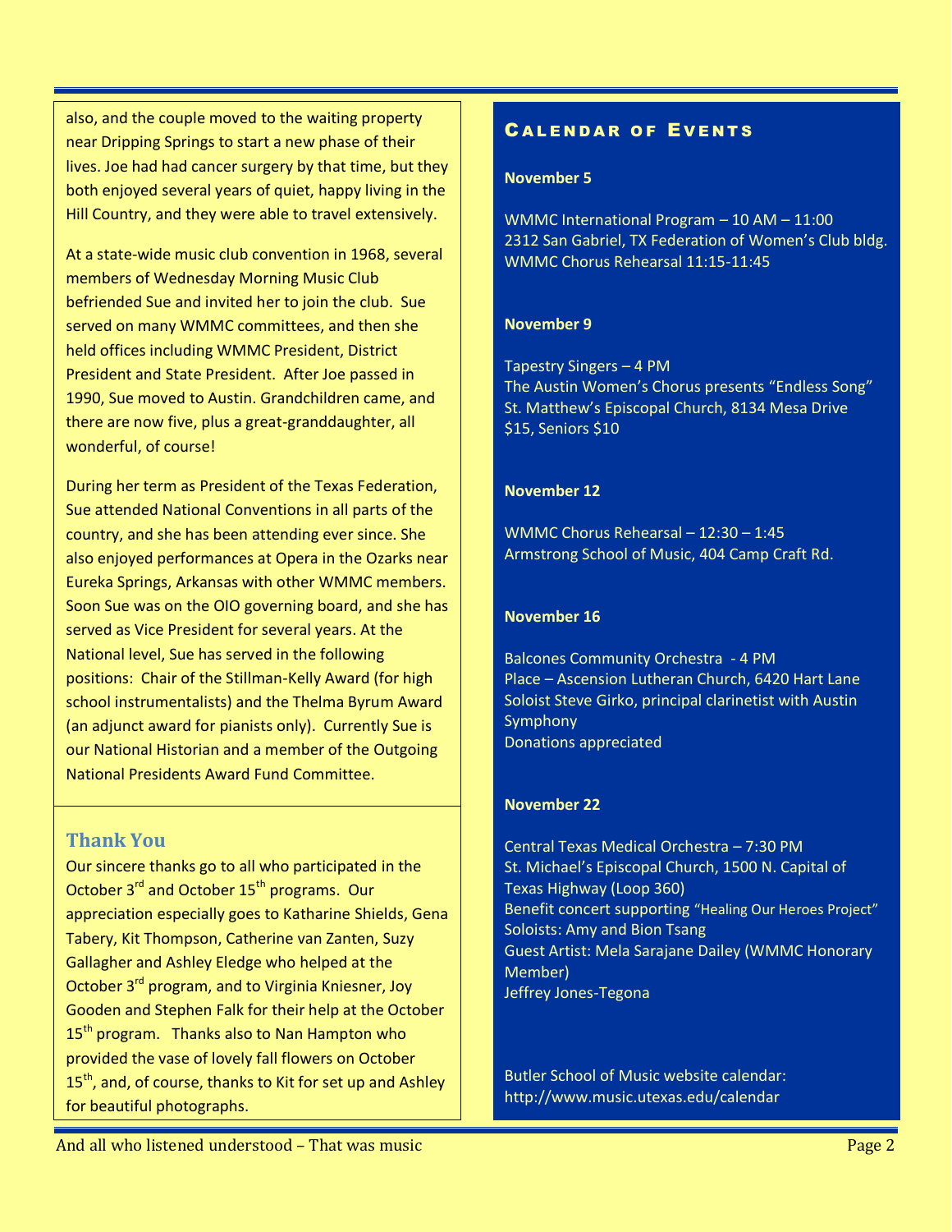also, and the couple moved to the waiting property near Dripping Springs to start a new phase of their lives. Joe had had cancer surgery by that time, but they both enjoyed several years of quiet, happy living in the Hill Country, and they were able to travel extensively.

At a state-wide music club convention in 1968, several members of Wednesday Morning Music Club befriended Sue and invited her to join the club. Sue served on many WMMC committees, and then she held offices including WMMC President, District President and State President. After Joe passed in 1990, Sue moved to Austin. Grandchildren came, and there are now five, plus a great-granddaughter, all wonderful, of course!

During her term as President of the Texas Federation, Sue attended National Conventions in all parts of the country, and she has been attending ever since. She also enjoyed performances at Opera in the Ozarks near Eureka Springs, Arkansas with other WMMC members. Soon Sue was on the OIO governing board, and she has served as Vice President for several years. At the National level, Sue has served in the following positions: Chair of the Stillman-Kelly Award (for high school instrumentalists) and the Thelma Byrum Award (an adjunct award for pianists only). Currently Sue is our National Historian and a member of the Outgoing National Presidents Award Fund Committee.

## Thank You

Our sincere thanks go to all who participated in the October 3rd and October 15th programs. Our appreciation especially goes to Katharine Shields, Gena Tabery, Kit Thompson, Catherine van Zanten, Suzy Gallagher and Ashley Eledge who helped at the October 3rd program, and to Virginia Kniesner, Joy Gooden and Stephen Falk for their help at the October 15th program. Thanks also to Nan Hampton who provided the vase of lovely fall flowers on October 15th, and, of course, thanks to Kit for set up and Ashley for beautiful photographs.

## Calendar of Events

**November 5**

WMMC International Program – 10 AM – 11:00
2312 San Gabriel, TX Federation of Women's Club bldg.
WMMC Chorus Rehearsal 11:15-11:45

**November 9**

Tapestry Singers – 4 PM
The Austin Women's Chorus presents "Endless Song"
St. Matthew's Episcopal Church, 8134 Mesa Drive
$15, Seniors $10

**November 12**

WMMC Chorus Rehearsal – 12:30 – 1:45
Armstrong School of Music, 404 Camp Craft Rd.

**November 16**

Balcones Community Orchestra - 4 PM
Place – Ascension Lutheran Church, 6420 Hart Lane
Soloist Steve Girko, principal clarinetist with Austin Symphony
Donations appreciated

**November 22**

Central Texas Medical Orchestra – 7:30 PM
St. Michael's Episcopal Church, 1500 N. Capital of Texas Highway (Loop 360)
Benefit concert supporting "Healing Our Heroes Project"
Soloists: Amy and Bion Tsang
Guest Artist: Mela Sarajane Dailey (WMMC Honorary Member)
Jeffrey Jones-Tegona

Butler School of Music website calendar:
http://www.music.utexas.edu/calendar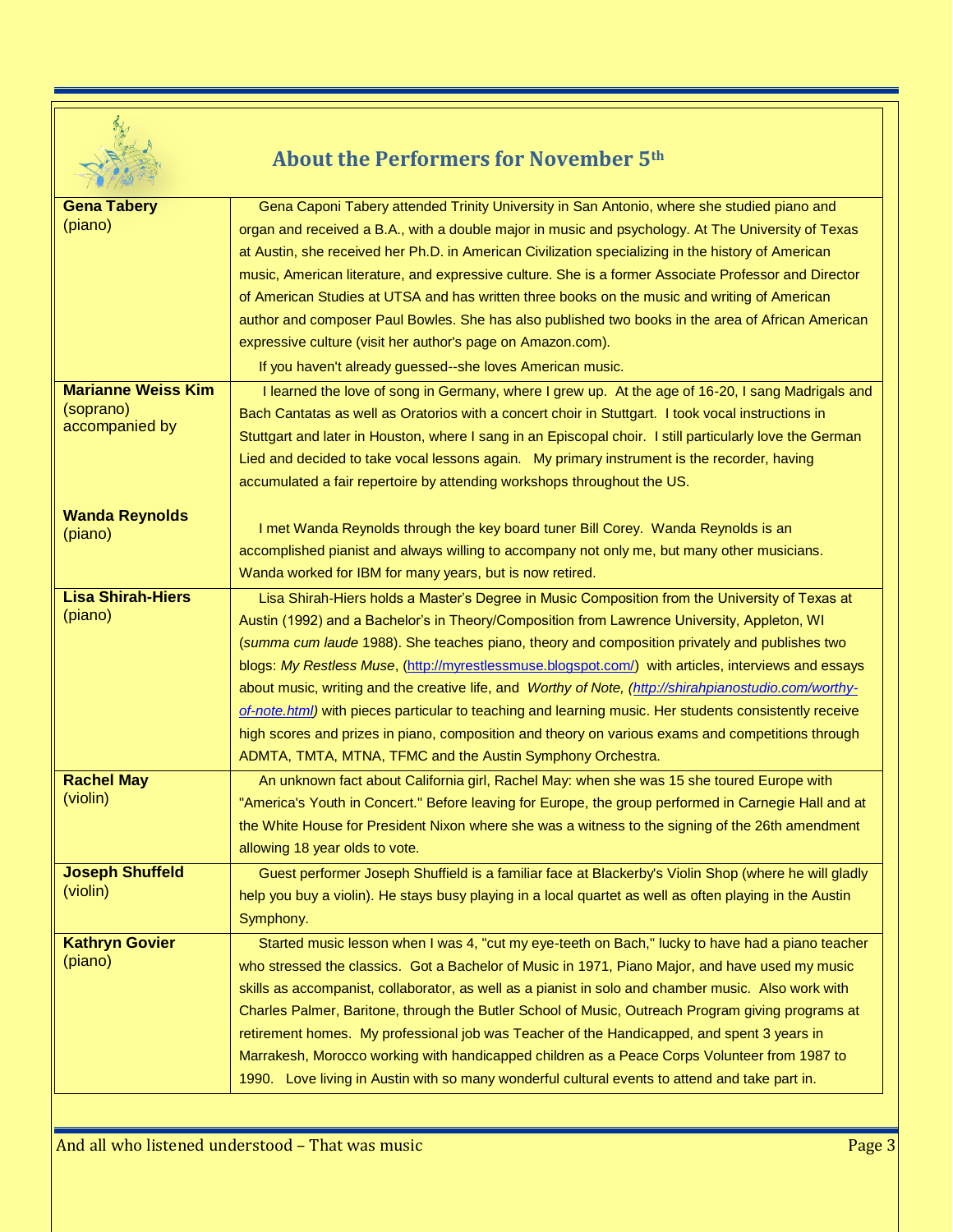## About the Performers for November 5th

| | |
|---|---|
| **Gena Tabery** (piano) | Gena Caponi Tabery attended Trinity University in San Antonio, where she studied piano and organ and received a B.A., with a double major in music and psychology. At The University of Texas at Austin, she received her Ph.D. in American Civilization specializing in the history of American music, American literature, and expressive culture. She is a former Associate Professor and Director of American Studies at UTSA and has written three books on the music and writing of American author and composer Paul Bowles. She has also published two books in the area of African American expressive culture (visit her author's page on Amazon.com).<br>If you haven't already guessed--she loves American music. |
| **Marianne Weiss Kim** (soprano) accompanied by<br><br>**Wanda Reynolds** (piano) | I learned the love of song in Germany, where I grew up. At the age of 16-20, I sang Madrigals and Bach Cantatas as well as Oratorios with a concert choir in Stuttgart. I took vocal instructions in Stuttgart and later in Houston, where I sang in an Episcopal choir. I still particularly love the German Lied and decided to take vocal lessons again. My primary instrument is the recorder, having accumulated a fair repertoire by attending workshops throughout the US.<br><br>I met Wanda Reynolds through the key board tuner Bill Corey. Wanda Reynolds is an accomplished pianist and always willing to accompany not only me, but many other musicians. Wanda worked for IBM for many years, but is now retired. |
| **Lisa Shirah-Hiers** (piano) | Lisa Shirah-Hiers holds a Master's Degree in Music Composition from the University of Texas at Austin (1992) and a Bachelor's in Theory/Composition from Lawrence University, Appleton, WI (*summa cum laude* 1988). She teaches piano, theory and composition privately and publishes two blogs: *My Restless Muse*, (http://myrestlessmuse.blogspot.com/) with articles, interviews and essays about music, writing and the creative life, and *Worthy of Note, (http://shirahpianostudio.com/worthy-of-note.html)* with pieces particular to teaching and learning music. Her students consistently receive high scores and prizes in piano, composition and theory on various exams and competitions through ADMTA, TMTA, MTNA, TFMC and the Austin Symphony Orchestra. |
| **Rachel May** (violin) | An unknown fact about California girl, Rachel May: when she was 15 she toured Europe with "America's Youth in Concert." Before leaving for Europe, the group performed in Carnegie Hall and at the White House for President Nixon where she was a witness to the signing of the 26th amendment allowing 18 year olds to vote. |
| **Joseph Shuffeld** (violin) | Guest performer Joseph Shuffield is a familiar face at Blackerby's Violin Shop (where he will gladly help you buy a violin). He stays busy playing in a local quartet as well as often playing in the Austin Symphony. |
| **Kathryn Govier** (piano) | Started music lesson when I was 4, "cut my eye-teeth on Bach," lucky to have had a piano teacher who stressed the classics. Got a Bachelor of Music in 1971, Piano Major, and have used my music skills as accompanist, collaborator, as well as a pianist in solo and chamber music. Also work with Charles Palmer, Baritone, through the Butler School of Music, Outreach Program giving programs at retirement homes. My professional job was Teacher of the Handicapped, and spent 3 years in Marrakesh, Morocco working with handicapped children as a Peace Corps Volunteer from 1987 to 1990. Love living in Austin with so many wonderful cultural events to attend and take part in. |